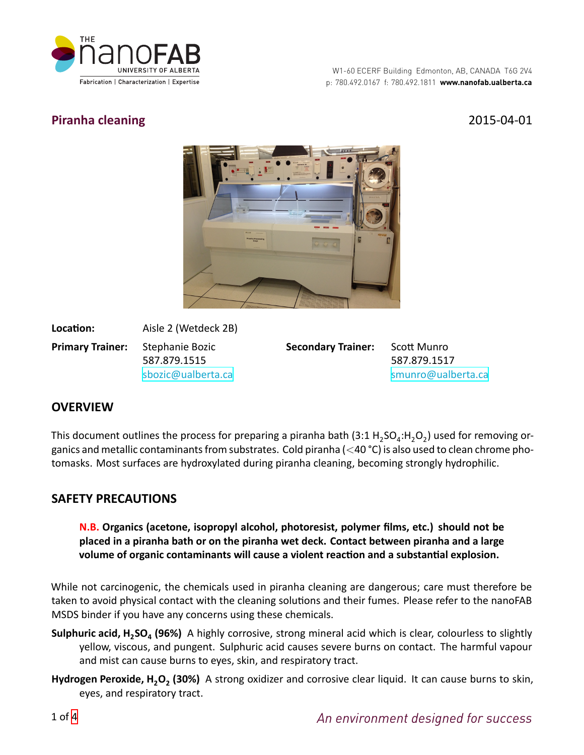THE nanoFAB UNIVERSITY OF ALBERTA
Fabrication | Characterization | Expertise

W1-60 ECERF Building Edmonton, AB, CANADA T6G 2V4
p: 780.492.0167 f: 780.492.1811 **www.nanofab.ualberta.ca**

## Piranha cleaning

2015-04-01

**Location:** Aisle 2 (Wetdeck 2B)

**Primary Trainer:** Stephanie Bozic
587.879.1515
sbozic@ualberta.ca

**Secondary Trainer:** Scott Munro
587.879.1517
smunro@ualberta.ca

## OVERVIEW

This document outlines the process for preparing a piranha bath (3:1 $H_2SO_4$:$H_2O_2$) used for removing organics and metallic contaminants from substrates. Cold piranha (<40 °C) is also used to clean chrome photomasks. Most surfaces are hydroxylated during piranha cleaning, becoming strongly hydrophilic.

## SAFETY PRECAUTIONS

> **N.B. Organics (acetone, isopropyl alcohol, photoresist, polymer films, etc.) should not be placed in a piranha bath or on the piranha wet deck. Contact between piranha and a large volume of organic contaminants will cause a violent reaction and a substantial explosion.**

While not carcinogenic, the chemicals used in piranha cleaning are dangerous; care must therefore be taken to avoid physical contact with the cleaning solutions and their fumes. Please refer to the nanoFAB MSDS binder if you have any concerns using these chemicals.

**Sulphuric acid, $H_2SO_4$ (96%)** A highly corrosive, strong mineral acid which is clear, colourless to slightly yellow, viscous, and pungent. Sulphuric acid causes severe burns on contact. The harmful vapour and mist can cause burns to eyes, skin, and respiratory tract.

**Hydrogen Peroxide, $H_2O_2$ (30%)** A strong oxidizer and corrosive clear liquid. It can cause burns to skin, eyes, and respiratory tract.

*An environment designed for success*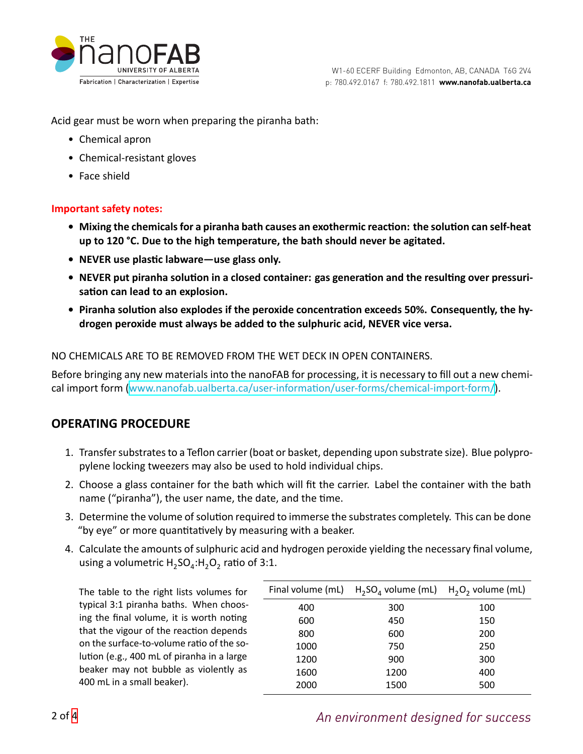Acid gear must be worn when preparing the piranha bath:

- Chemical apron
- Chemical-resistant gloves
- Face shield

**Important safety notes:**

- **Mixing the chemicals for a piranha bath causes an exothermic reaction: the solution can self-heat up to 120 °C. Due to the high temperature, the bath should never be agitated.**
- **NEVER use plastic labware—use glass only.**
- **NEVER put piranha solution in a closed container: gas generation and the resulting over pressurisation can lead to an explosion.**
- **Piranha solution also explodes if the peroxide concentration exceeds 50%. Consequently, the hydrogen peroxide must always be added to the sulphuric acid, NEVER vice versa.**

NO CHEMICALS ARE TO BE REMOVED FROM THE WET DECK IN OPEN CONTAINERS.

Before bringing any new materials into the nanoFAB for processing, it is necessary to fill out a new chemical import form (www.nanofab.ualberta.ca/user-information/user-forms/chemical-import-form/).

## OPERATING PROCEDURE

1. Transfer substrates to a Teflon carrier (boat or basket, depending upon substrate size). Blue polypropylene locking tweezers may also be used to hold individual chips.
2. Choose a glass container for the bath which will fit the carrier. Label the container with the bath name ("piranha"), the user name, the date, and the time.
3. Determine the volume of solution required to immerse the substrates completely. This can be done "by eye" or more quantitatively by measuring with a beaker.
4. Calculate the amounts of sulphuric acid and hydrogen peroxide yielding the necessary final volume, using a volumetric $H_2SO_4$:$H_2O_2$ ratio of 3:1.

The table to the right lists volumes for typical 3:1 piranha baths. When choosing the final volume, it is worth noting that the vigour of the reaction depends on the surface-to-volume ratio of the solution (e.g., 400 mL of piranha in a large beaker may not bubble as violently as 400 mL in a small beaker).

| Final volume (mL) | $H_2SO_4$ volume (mL) | $H_2O_2$ volume (mL) |
|---|---|---|
| 400 | 300 | 100 |
| 600 | 450 | 150 |
| 800 | 600 | 200 |
| 1000 | 750 | 250 |
| 1200 | 900 | 300 |
| 1600 | 1200 | 400 |
| 2000 | 1500 | 500 |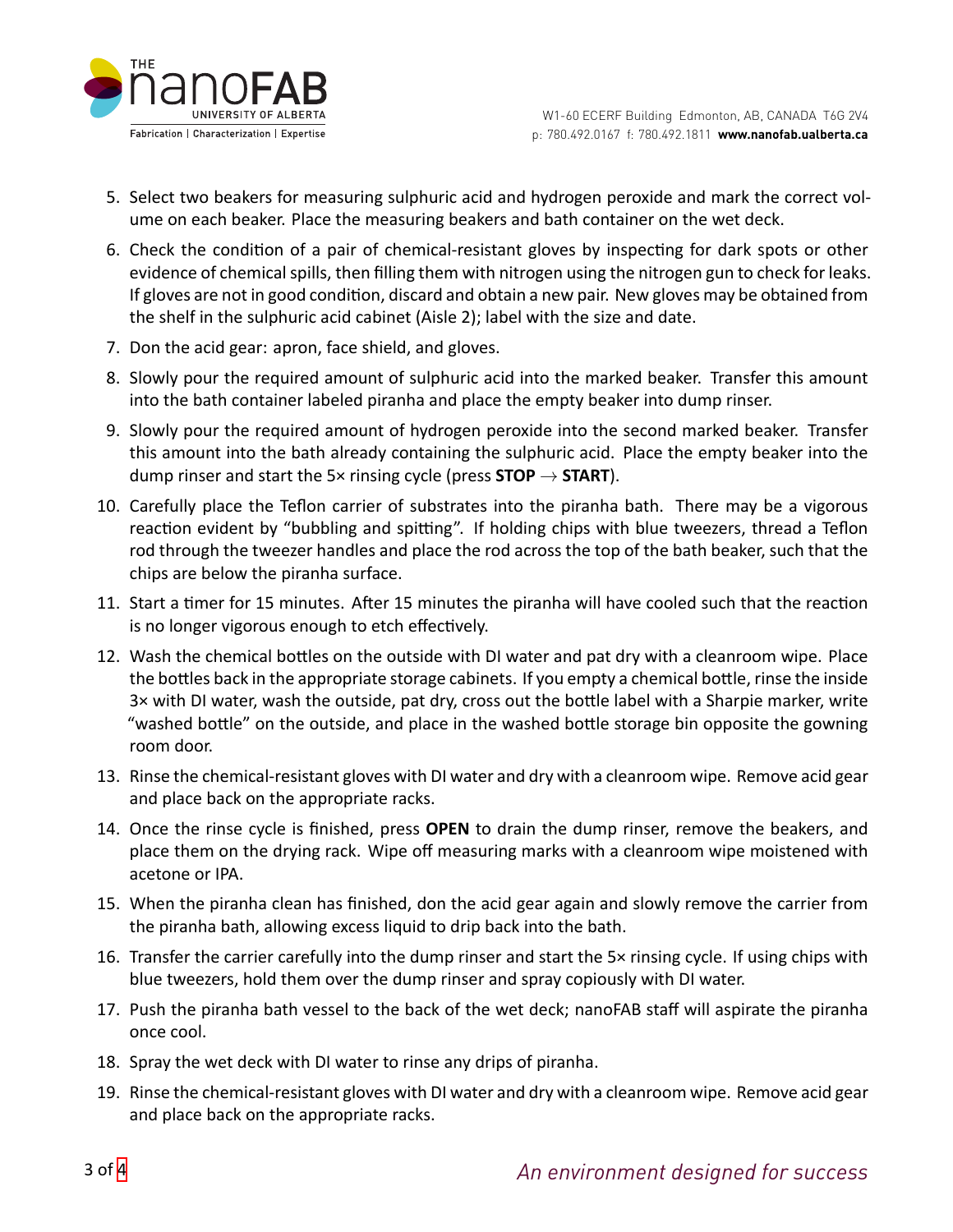5. Select two beakers for measuring sulphuric acid and hydrogen peroxide and mark the correct volume on each beaker. Place the measuring beakers and bath container on the wet deck.

6. Check the condition of a pair of chemical-resistant gloves by inspecting for dark spots or other evidence of chemical spills, then filling them with nitrogen using the nitrogen gun to check for leaks. If gloves are not in good condition, discard and obtain a new pair. New gloves may be obtained from the shelf in the sulphuric acid cabinet (Aisle 2); label with the size and date.

7. Don the acid gear: apron, face shield, and gloves.

8. Slowly pour the required amount of sulphuric acid into the marked beaker. Transfer this amount into the bath container labeled piranha and place the empty beaker into dump rinser.

9. Slowly pour the required amount of hydrogen peroxide into the second marked beaker. Transfer this amount into the bath already containing the sulphuric acid. Place the empty beaker into the dump rinser and start the 5× rinsing cycle (press **STOP** → **START**).

10. Carefully place the Teflon carrier of substrates into the piranha bath. There may be a vigorous reaction evident by "bubbling and spitting". If holding chips with blue tweezers, thread a Teflon rod through the tweezer handles and place the rod across the top of the bath beaker, such that the chips are below the piranha surface.

11. Start a timer for 15 minutes. After 15 minutes the piranha will have cooled such that the reaction is no longer vigorous enough to etch effectively.

12. Wash the chemical bottles on the outside with DI water and pat dry with a cleanroom wipe. Place the bottles back in the appropriate storage cabinets. If you empty a chemical bottle, rinse the inside 3× with DI water, wash the outside, pat dry, cross out the bottle label with a Sharpie marker, write "washed bottle" on the outside, and place in the washed bottle storage bin opposite the gowning room door.

13. Rinse the chemical-resistant gloves with DI water and dry with a cleanroom wipe. Remove acid gear and place back on the appropriate racks.

14. Once the rinse cycle is finished, press **OPEN** to drain the dump rinser, remove the beakers, and place them on the drying rack. Wipe off measuring marks with a cleanroom wipe moistened with acetone or IPA.

15. When the piranha clean has finished, don the acid gear again and slowly remove the carrier from the piranha bath, allowing excess liquid to drip back into the bath.

16. Transfer the carrier carefully into the dump rinser and start the 5× rinsing cycle. If using chips with blue tweezers, hold them over the dump rinser and spray copiously with DI water.

17. Push the piranha bath vessel to the back of the wet deck; nanoFAB staff will aspirate the piranha once cool.

18. Spray the wet deck with DI water to rinse any drips of piranha.

19. Rinse the chemical-resistant gloves with DI water and dry with a cleanroom wipe. Remove acid gear and place back on the appropriate racks.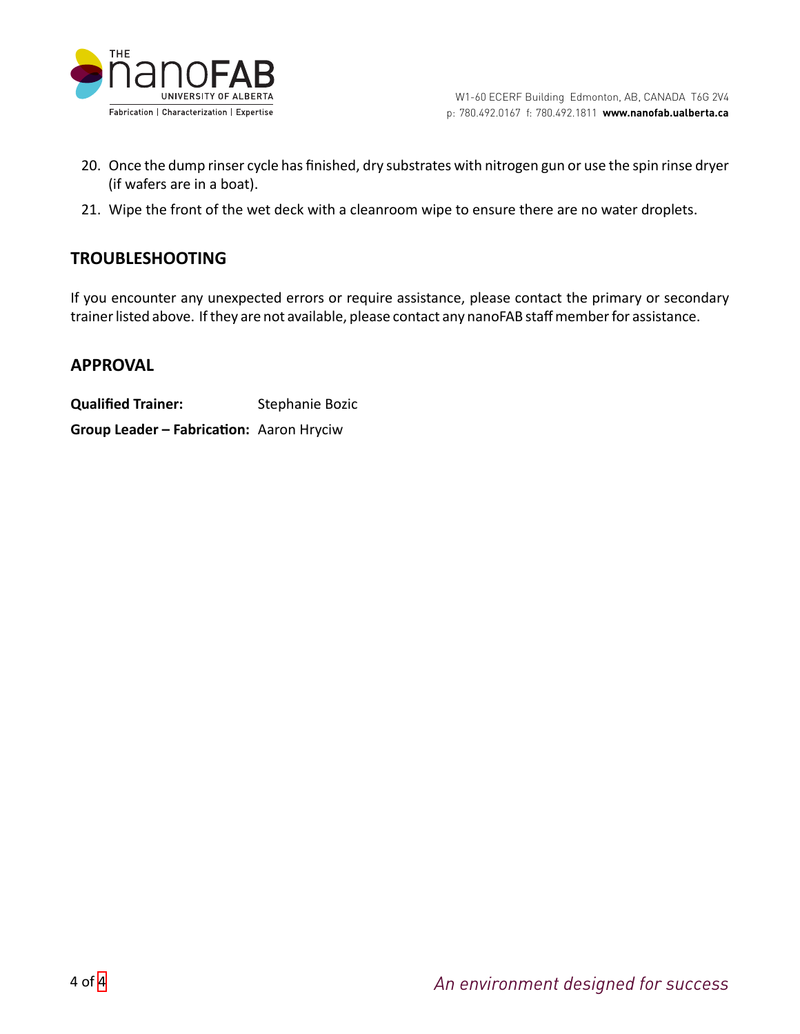20. Once the dump rinser cycle has finished, dry substrates with nitrogen gun or use the spin rinse dryer (if wafers are in a boat).
21. Wipe the front of the wet deck with a cleanroom wipe to ensure there are no water droplets.

## TROUBLESHOOTING

If you encounter any unexpected errors or require assistance, please contact the primary or secondary trainer listed above. If they are not available, please contact any nanoFAB staff member for assistance.

## APPROVAL

**Qualified Trainer:** Stephanie Bozic

**Group Leader – Fabrication:** Aaron Hryciw